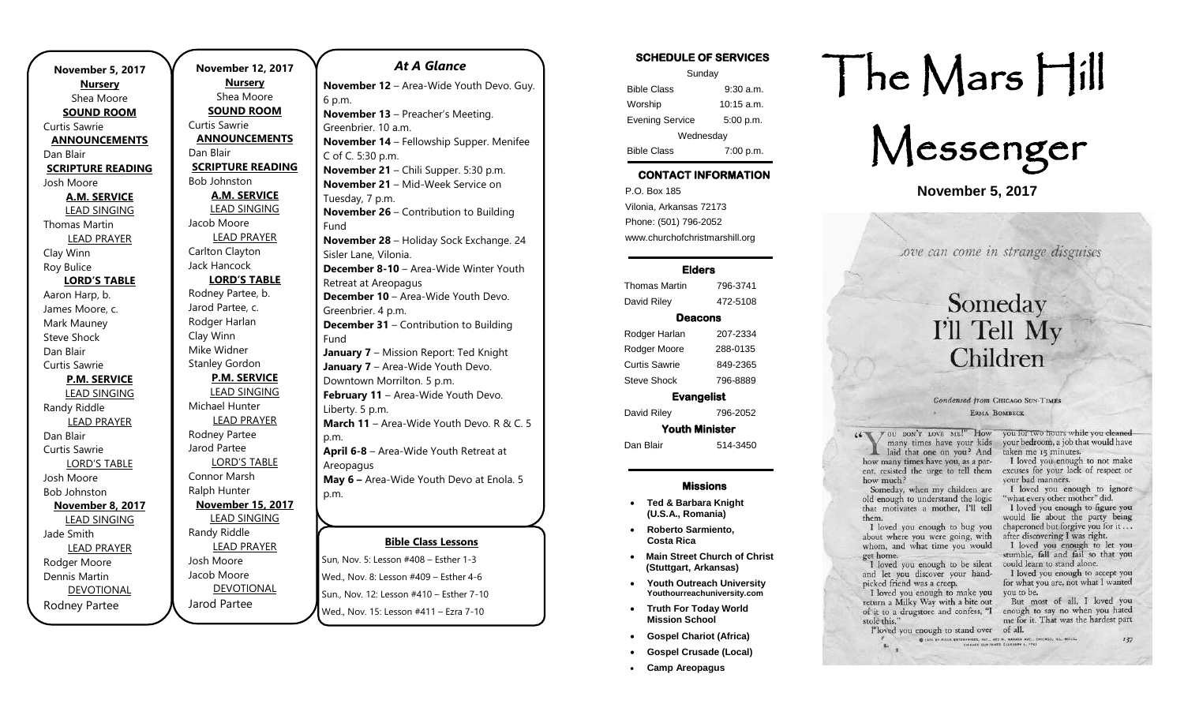**November 5, 2017**

**Nursery**
Shea Moore

**SOUND ROOM**
Curtis Sawrie

**ANNOUNCEMENTS**
Dan Blair

**SCRIPTURE READING**
Josh Moore

**A.M. SERVICE**

LEAD SINGING
Thomas Martin

LEAD PRAYER
Clay Winn
Roy Bulice

**LORD'S TABLE**
Aaron Harp, b.
James Moore, c.
Mark Mauney
Steve Shock
Dan Blair
Curtis Sawrie

**P.M. SERVICE**

LEAD SINGING
Randy Riddle

LEAD PRAYER
Dan Blair
Curtis Sawrie

LORD'S TABLE
Josh Moore
Bob Johnston

**November 8, 2017**

LEAD SINGING
Jade Smith

LEAD PRAYER
Rodger Moore
Dennis Martin

DEVOTIONAL
Rodney Partee

**November 12, 2017**

**Nursery**
Shea Moore

**SOUND ROOM**
Curtis Sawrie

**ANNOUNCEMENTS**
Dan Blair

**SCRIPTURE READING**
Bob Johnston

**A.M. SERVICE**

LEAD SINGING
Jacob Moore

LEAD PRAYER
Carlton Clayton
Jack Hancock

**LORD'S TABLE**
Rodney Partee, b.
Jarod Partee, c.
Rodger Harlan
Clay Winn
Mike Widner
Stanley Gordon

**P.M. SERVICE**

LEAD SINGING
Michael Hunter

LEAD PRAYER
Rodney Partee
Jarod Partee

LORD'S TABLE
Connor Marsh
Ralph Hunter

**November 15, 2017**

LEAD SINGING
Randy Riddle

LEAD PRAYER
Josh Moore
Jacob Moore

DEVOTIONAL
Jarod Partee

## *At A Glance*

**November 12** – Area-Wide Youth Devo. Guy. 6 p.m.
**November 13** – Preacher's Meeting. Greenbrier. 10 a.m.
**November 14** – Fellowship Supper. Menifee C of C. 5:30 p.m.
**November 21** – Chili Supper. 5:30 p.m.
**November 21** – Mid-Week Service on Tuesday, 7 p.m.
**November 26** – Contribution to Building Fund
**November 28** – Holiday Sock Exchange. 24 Sisler Lane, Vilonia.
**December 8-10** – Area-Wide Winter Youth Retreat at Areopagus
**December 10** – Area-Wide Youth Devo. Greenbrier. 4 p.m.
**December 31** – Contribution to Building Fund
**January 7** – Mission Report: Ted Knight
**January 7** – Area-Wide Youth Devo. Downtown Morrilton. 5 p.m.
**February 11** – Area-Wide Youth Devo. Liberty. 5 p.m.
**March 11** – Area-Wide Youth Devo. R & C. 5 p.m.
**April 6-8** – Area-Wide Youth Retreat at Areopagus
**May 6 –** Area-Wide Youth Devo at Enola. 5 p.m.

**Bible Class Lessons**

Sun, Nov. 5: Lesson #408 – Esther 1-3
Wed., Nov. 8: Lesson #409 – Esther 4-6
Sun., Nov. 12: Lesson #410 – Esther 7-10
Wed., Nov. 15: Lesson #411 – Ezra 7-10

**SCHEDULE OF SERVICES**

| Sunday | |
|---|---|
| Bible Class | 9:30 a.m. |
| Worship | 10:15 a.m. |
| Evening Service | 5:00 p.m. |
| Wednesday | |
| Bible Class | 7:00 p.m. |

**CONTACT INFORMATION**

P.O. Box 185
Vilonia, Arkansas 72173
Phone: (501) 796-2052
www.churchofchristmarshill.org

**Elders**

| | |
|---|---|
| Thomas Martin | 796-3741 |
| David Riley | 472-5108 |

**Deacons**

| | |
|---|---|
| Rodger Harlan | 207-2334 |
| Rodger Moore | 288-0135 |
| Curtis Sawrie | 849-2365 |
| Steve Shock | 796-8889 |

**Evangelist**

| | |
|---|---|
| David Riley | 796-2052 |

**Youth Minister**

| | |
|---|---|
| Dan Blair | 514-3450 |

**Missions**

- **Ted & Barbara Knight (U.S.A., Romania)**
- **Roberto Sarmiento, Costa Rica**
- **Main Street Church of Christ (Stuttgart, Arkansas)**
- **Youth Outreach University** Youthourreachuniversity.com
- **Truth For Today World Mission School**
- **Gospel Chariot (Africa)**
- **Gospel Crusade (Local)**
- **Camp Areopagus**

# The Mars Hill Messenger

**November 5, 2017**

*Love can come in strange disguises*

## Someday I'll Tell My Children

Condensed from CHICAGO SUN-TIMES
ERMA BOMBECK

"YOU DON'T LOVE ME!" How many times have your kids laid that one on you? And how many times have you, as a parent, resisted the urge to tell them how much?

Someday, when my children are old enough to understand the logic that motivates a mother, I'll tell them.

I loved you enough to bug you about where you were going, with whom, and what time you would get home.

I loved you enough to be silent and let you discover your hand-picked friend was a creep.

I loved you enough to make you return a Milky Way with a bite out of it to a drugstore and confess, "I stole this."

I loved you enough to stand over you for two hours while you cleaned your bedroom, a job that would have taken me 15 minutes.

I loved you enough to not make excuses for your lack of respect or your bad manners.

I loved you enough to ignore "what every other mother" did.

I loved you enough to figure you would lie about the party being chaperoned but forgive you for it . . . after discovering I was right.

I loved you enough to let you stumble, fall and fail so that you could learn to stand alone.

I loved you enough to accept you for what you are, not what I wanted you to be.

But most of all, I loved you enough to say no when you hated me for it. That was the hardest part of all.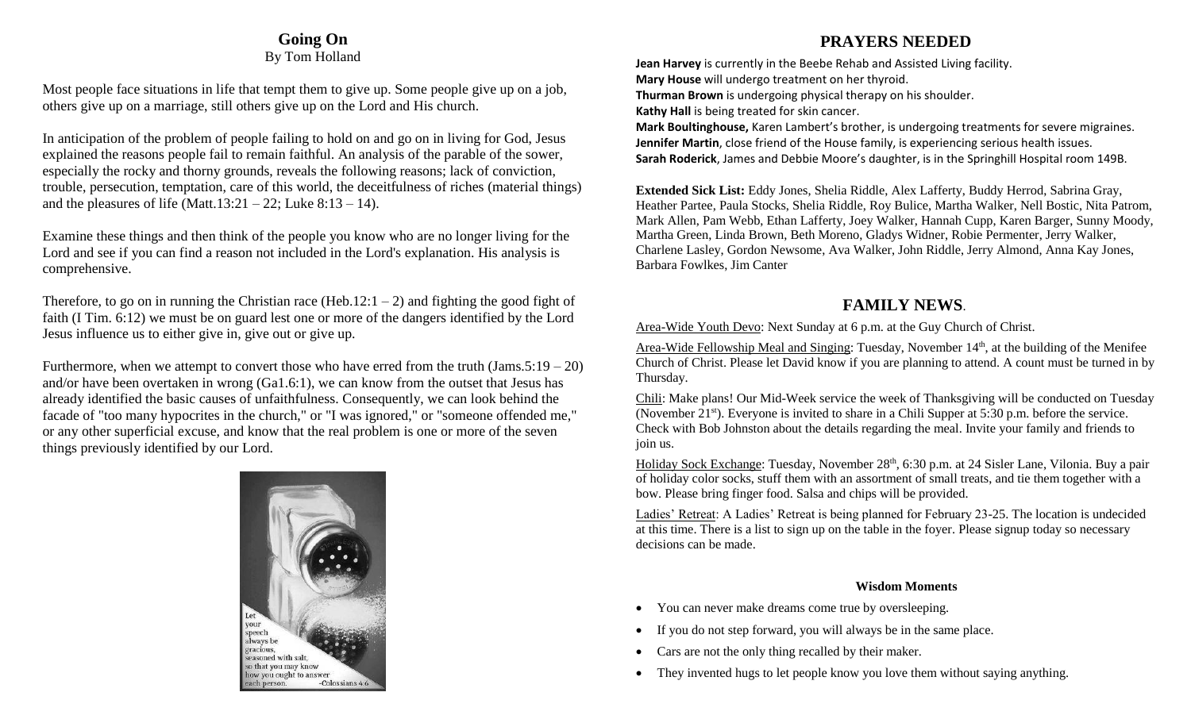## Going On

By Tom Holland

Most people face situations in life that tempt them to give up. Some people give up on a job, others give up on a marriage, still others give up on the Lord and His church.

In anticipation of the problem of people failing to hold on and go on in living for God, Jesus explained the reasons people fail to remain faithful. An analysis of the parable of the sower, especially the rocky and thorny grounds, reveals the following reasons; lack of conviction, trouble, persecution, temptation, care of this world, the deceitfulness of riches (material things) and the pleasures of life (Matt.13:21 – 22; Luke 8:13 – 14).

Examine these things and then think of the people you know who are no longer living for the Lord and see if you can find a reason not included in the Lord's explanation. His analysis is comprehensive.

Therefore, to go on in running the Christian race (Heb.12:1 – 2) and fighting the good fight of faith (I Tim. 6:12) we must be on guard lest one or more of the dangers identified by the Lord Jesus influence us to either give in, give out or give up.

Furthermore, when we attempt to convert those who have erred from the truth (Jams.5:19 – 20) and/or have been overtaken in wrong (Ga1.6:1), we can know from the outset that Jesus has already identified the basic causes of unfaithfulness. Consequently, we can look behind the facade of "too many hypocrites in the church," or "I was ignored," or "someone offended me," or any other superficial excuse, and know that the real problem is one or more of the seven things previously identified by our Lord.

Let your speech always be gracious, seasoned with salt, so that you may know how you ought to answer each person. -Colossians 4:6

## PRAYERS NEEDED

**Jean Harvey** is currently in the Beebe Rehab and Assisted Living facility.
**Mary House** will undergo treatment on her thyroid.
**Thurman Brown** is undergoing physical therapy on his shoulder.
**Kathy Hall** is being treated for skin cancer.
**Mark Boultinghouse,** Karen Lambert's brother, is undergoing treatments for severe migraines.
**Jennifer Martin**, close friend of the House family, is experiencing serious health issues.
**Sarah Roderick**, James and Debbie Moore's daughter, is in the Springhill Hospital room 149B.

**Extended Sick List:** Eddy Jones, Shelia Riddle, Alex Lafferty, Buddy Herrod, Sabrina Gray, Heather Partee, Paula Stocks, Shelia Riddle, Roy Bulice, Martha Walker, Nell Bostic, Nita Patrom, Mark Allen, Pam Webb, Ethan Lafferty, Joey Walker, Hannah Cupp, Karen Barger, Sunny Moody, Martha Green, Linda Brown, Beth Moreno, Gladys Widner, Robie Permenter, Jerry Walker, Charlene Lasley, Gordon Newsome, Ava Walker, John Riddle, Jerry Almond, Anna Kay Jones, Barbara Fowlkes, Jim Canter

## FAMILY NEWS.

Area-Wide Youth Devo: Next Sunday at 6 p.m. at the Guy Church of Christ.

Area-Wide Fellowship Meal and Singing: Tuesday, November 14th, at the building of the Menifee Church of Christ. Please let David know if you are planning to attend. A count must be turned in by Thursday.

Chili: Make plans! Our Mid-Week service the week of Thanksgiving will be conducted on Tuesday (November 21st). Everyone is invited to share in a Chili Supper at 5:30 p.m. before the service. Check with Bob Johnston about the details regarding the meal. Invite your family and friends to join us.

Holiday Sock Exchange: Tuesday, November 28th, 6:30 p.m. at 24 Sisler Lane, Vilonia. Buy a pair of holiday color socks, stuff them with an assortment of small treats, and tie them together with a bow. Please bring finger food. Salsa and chips will be provided.

Ladies' Retreat: A Ladies' Retreat is being planned for February 23-25. The location is undecided at this time. There is a list to sign up on the table in the foyer. Please signup today so necessary decisions can be made.

### Wisdom Moments

- You can never make dreams come true by oversleeping.
- If you do not step forward, you will always be in the same place.
- Cars are not the only thing recalled by their maker.
- They invented hugs to let people know you love them without saying anything.